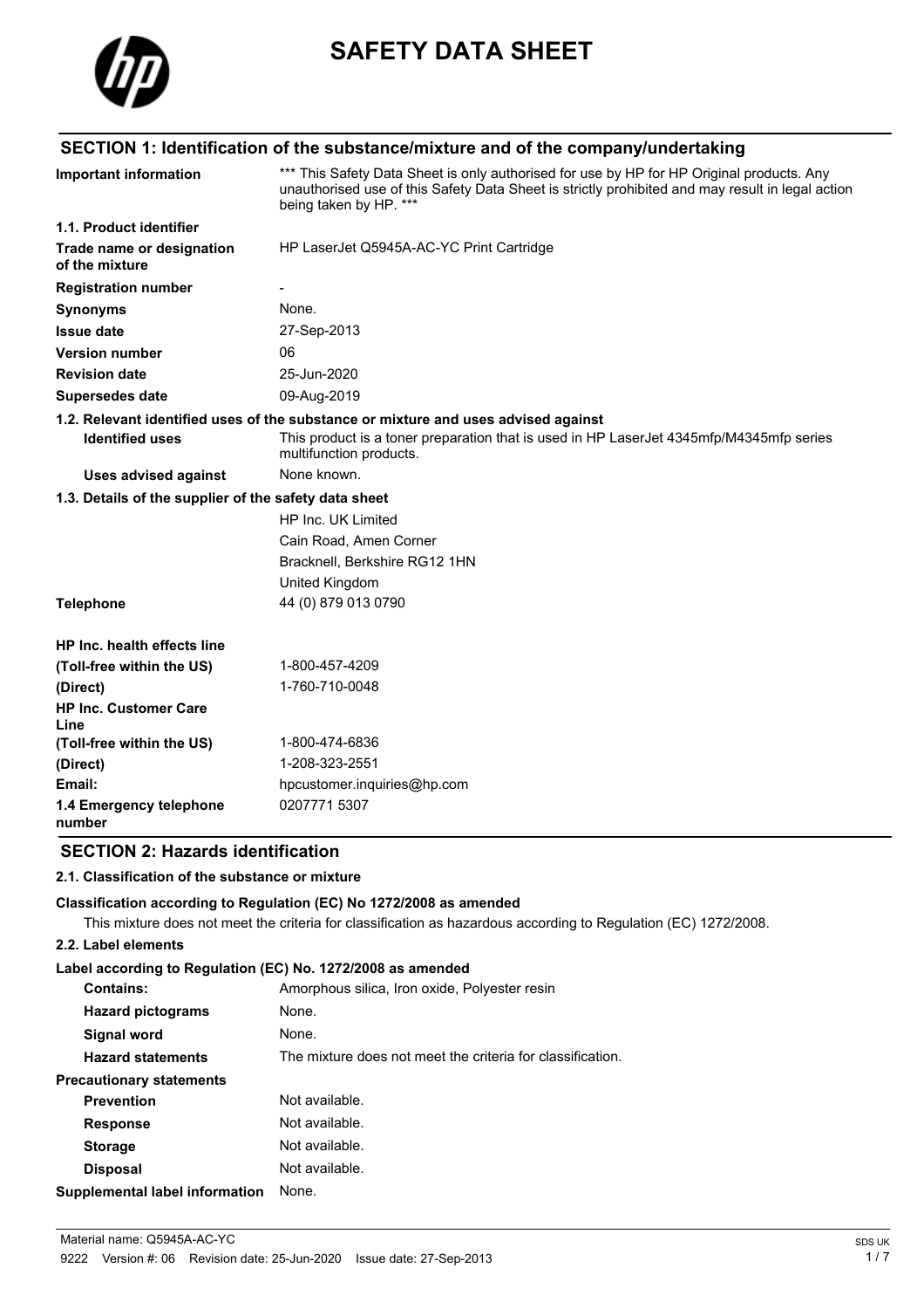# SAFETY DATA SHEET

## SECTION 1: Identification of the substance/mixture and of the company/undertaking

| | |
|---|---|
| **Important information** | *** This Safety Data Sheet is only authorised for use by HP for HP Original products. Any unauthorised use of this Safety Data Sheet is strictly prohibited and may result in legal action being taken by HP. *** |

**1.1. Product identifier**

| | |
|---|---|
| **Trade name or designation of the mixture** | HP LaserJet Q5945A-AC-YC Print Cartridge |
| **Registration number** | - |
| **Synonyms** | None. |
| **Issue date** | 27-Sep-2013 |
| **Version number** | 06 |
| **Revision date** | 25-Jun-2020 |
| **Supersedes date** | 09-Aug-2019 |

**1.2. Relevant identified uses of the substance or mixture and uses advised against**

| | |
|---|---|
| **Identified uses** | This product is a toner preparation that is used in HP LaserJet 4345mfp/M4345mfp series multifunction products. |
| **Uses advised against** | None known. |

**1.3. Details of the supplier of the safety data sheet**

HP Inc. UK Limited
Cain Road, Amen Corner
Bracknell, Berkshire RG12 1HN
United Kingdom

| | |
|---|---|
| **Telephone** | 44 (0) 879 013 0790 |
| **HP Inc. health effects line** | |
| **(Toll-free within the US)** | 1-800-457-4209 |
| **(Direct)** | 1-760-710-0048 |
| **HP Inc. Customer Care Line** | |
| **(Toll-free within the US)** | 1-800-474-6836 |
| **(Direct)** | 1-208-323-2551 |
| **Email:** | hpcustomer.inquiries@hp.com |
| **1.4 Emergency telephone number** | 0207771 5307 |

## SECTION 2: Hazards identification

**2.1. Classification of the substance or mixture**

**Classification according to Regulation (EC) No 1272/2008 as amended**

This mixture does not meet the criteria for classification as hazardous according to Regulation (EC) 1272/2008.

**2.2. Label elements**

**Label according to Regulation (EC) No. 1272/2008 as amended**

| | |
|---|---|
| **Contains:** | Amorphous silica, Iron oxide, Polyester resin |
| **Hazard pictograms** | None. |
| **Signal word** | None. |
| **Hazard statements** | The mixture does not meet the criteria for classification. |
| **Precautionary statements** | |
| **Prevention** | Not available. |
| **Response** | Not available. |
| **Storage** | Not available. |
| **Disposal** | Not available. |
| **Supplemental label information** | None. |

Material name: Q5945A-AC-YC
9222 Version #: 06 Revision date: 25-Jun-2020 Issue date: 27-Sep-2013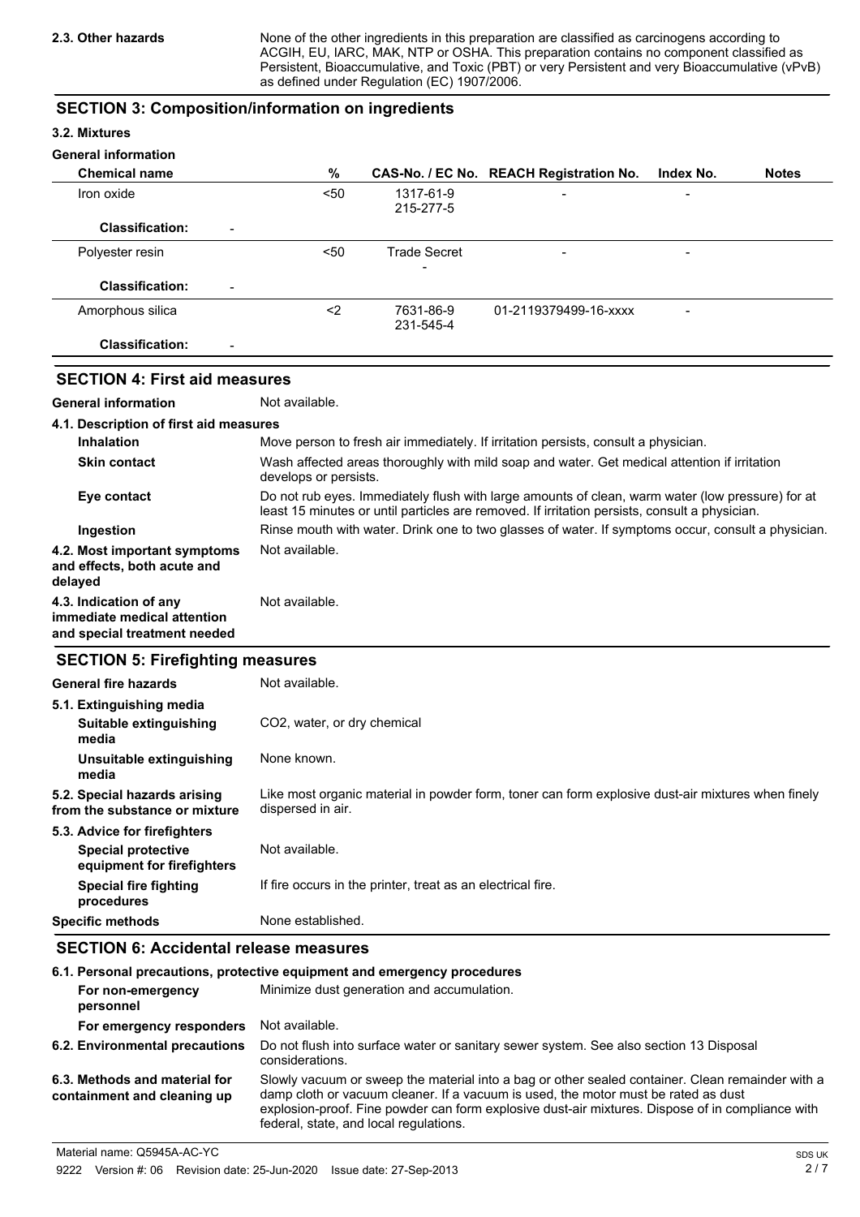**2.3. Other hazards** None of the other ingredients in this preparation are classified as carcinogens according to ACGIH, EU, IARC, MAK, NTP or OSHA. This preparation contains no component classified as Persistent, Bioaccumulative, and Toxic (PBT) or very Persistent and very Bioaccumulative (vPvB) as defined under Regulation (EC) 1907/2006.

## SECTION 3: Composition/information on ingredients

### 3.2. Mixtures

**General information**

| Chemical name | % | CAS-No. / EC No. | REACH Registration No. | Index No. | Notes |
|---|---|---|---|---|---|
| Iron oxide | <50 | 1317-61-9 215-277-5 | - | - | |
| **Classification:** - | | | | | |
| Polyester resin | <50 | Trade Secret - | - | - | |
| **Classification:** - | | | | | |
| Amorphous silica | <2 | 7631-86-9 231-545-4 | 01-2119379499-16-xxxx | - | |
| **Classification:** - | | | | | |

## SECTION 4: First aid measures

**General information** Not available.

**4.1. Description of first aid measures**

- **Inhalation** Move person to fresh air immediately. If irritation persists, consult a physician.
- **Skin contact** Wash affected areas thoroughly with mild soap and water. Get medical attention if irritation develops or persists.
- **Eye contact** Do not rub eyes. Immediately flush with large amounts of clean, warm water (low pressure) for at least 15 minutes or until particles are removed. If irritation persists, consult a physician.
- **Ingestion** Rinse mouth with water. Drink one to two glasses of water. If symptoms occur, consult a physician.

**4.2. Most important symptoms and effects, both acute and delayed** Not available.

**4.3. Indication of any immediate medical attention and special treatment needed** Not available.

## SECTION 5: Firefighting measures

**General fire hazards** Not available.

**5.1. Extinguishing media**

- **Suitable extinguishing media** $CO_2$, water, or dry chemical
- **Unsuitable extinguishing media** None known.

**5.2. Special hazards arising from the substance or mixture** Like most organic material in powder form, toner can form explosive dust-air mixtures when finely dispersed in air.

**5.3. Advice for firefighters**

- **Special protective equipment for firefighters** Not available.
- **Special fire fighting procedures** If fire occurs in the printer, treat as an electrical fire.

**Specific methods** None established.

## SECTION 6: Accidental release measures

**6.1. Personal precautions, protective equipment and emergency procedures**

- **For non-emergency personnel** Minimize dust generation and accumulation.
- **For emergency responders** Not available.

**6.2. Environmental precautions** Do not flush into surface water or sanitary sewer system. See also section 13 Disposal considerations.

**6.3. Methods and material for containment and cleaning up** Slowly vacuum or sweep the material into a bag or other sealed container. Clean remainder with a damp cloth or vacuum cleaner. If a vacuum is used, the motor must be rated as dust explosion-proof. Fine powder can form explosive dust-air mixtures. Dispose of in compliance with federal, state, and local regulations.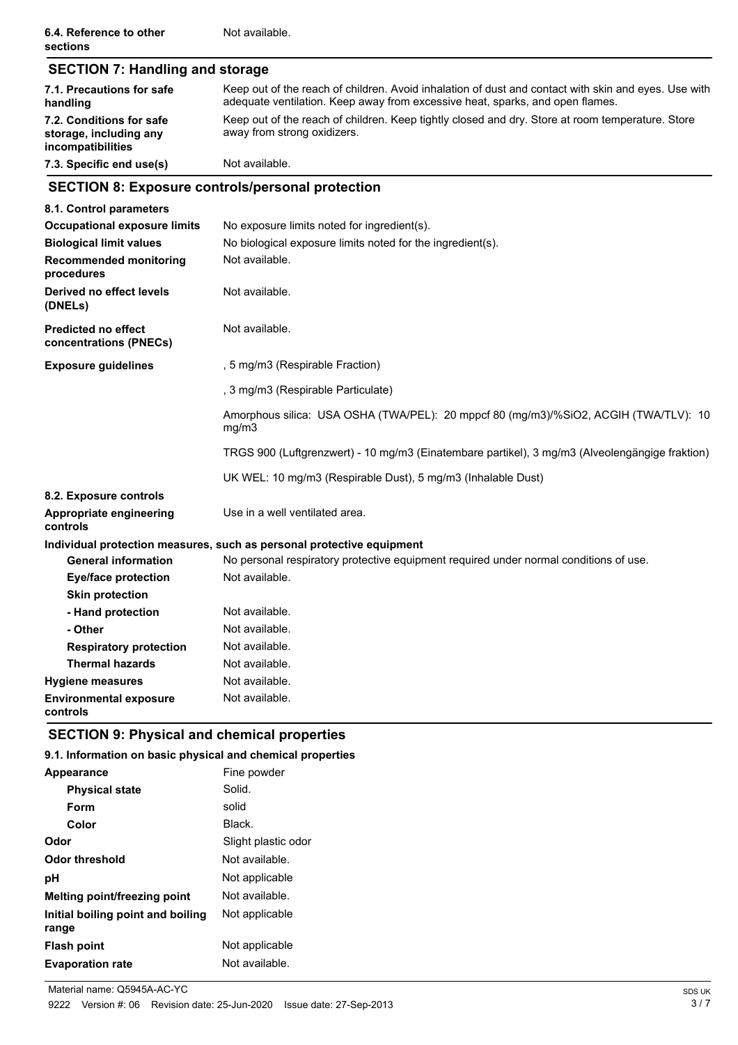| | |
|---|---|
| **6.4. Reference to other sections** | Not available. |

## SECTION 7: Handling and storage

| | |
|---|---|
| **7.1. Precautions for safe handling** | Keep out of the reach of children. Avoid inhalation of dust and contact with skin and eyes. Use with adequate ventilation. Keep away from excessive heat, sparks, and open flames. |
| **7.2. Conditions for safe storage, including any incompatibilities** | Keep out of the reach of children. Keep tightly closed and dry. Store at room temperature. Store away from strong oxidizers. |
| **7.3. Specific end use(s)** | Not available. |

## SECTION 8: Exposure controls/personal protection

| | |
|---|---|
| **8.1. Control parameters** | |
| **Occupational exposure limits** | No exposure limits noted for ingredient(s). |
| **Biological limit values** | No biological exposure limits noted for the ingredient(s). |
| **Recommended monitoring procedures** | Not available. |
| **Derived no effect levels (DNELs)** | Not available. |
| **Predicted no effect concentrations (PNECs)** | Not available. |
| **Exposure guidelines** | , 5 mg/m3 (Respirable Fraction) |
| | , 3 mg/m3 (Respirable Particulate) |
| | Amorphous silica: USA OSHA (TWA/PEL): 20 mppcf 80 (mg/m3)/%SiO2, ACGIH (TWA/TLV): 10 mg/m3 |
| | TRGS 900 (Luftgrenzwert) - 10 mg/m3 (Einatembare partikel), 3 mg/m3 (Alveolengängige fraktion) |
| | UK WEL: 10 mg/m3 (Respirable Dust), 5 mg/m3 (Inhalable Dust) |
| **8.2. Exposure controls** | |
| **Appropriate engineering controls** | Use in a well ventilated area. |
| **Individual protection measures, such as personal protective equipment** | |
| **General information** | No personal respiratory protective equipment required under normal conditions of use. |
| **Eye/face protection** | Not available. |
| **Skin protection** | |
| **- Hand protection** | Not available. |
| **- Other** | Not available. |
| **Respiratory protection** | Not available. |
| **Thermal hazards** | Not available. |
| **Hygiene measures** | Not available. |
| **Environmental exposure controls** | Not available. |

## SECTION 9: Physical and chemical properties

**9.1. Information on basic physical and chemical properties**

| | |
|---|---|
| **Appearance** | Fine powder |
| **Physical state** | Solid. |
| **Form** | solid |
| **Color** | Black. |
| **Odor** | Slight plastic odor |
| **Odor threshold** | Not available. |
| **pH** | Not applicable |
| **Melting point/freezing point** | Not available. |
| **Initial boiling point and boiling range** | Not applicable |
| **Flash point** | Not applicable |
| **Evaporation rate** | Not available. |

Material name: Q5945A-AC-YC

9222 Version #: 06 Revision date: 25-Jun-2020 Issue date: 27-Sep-2013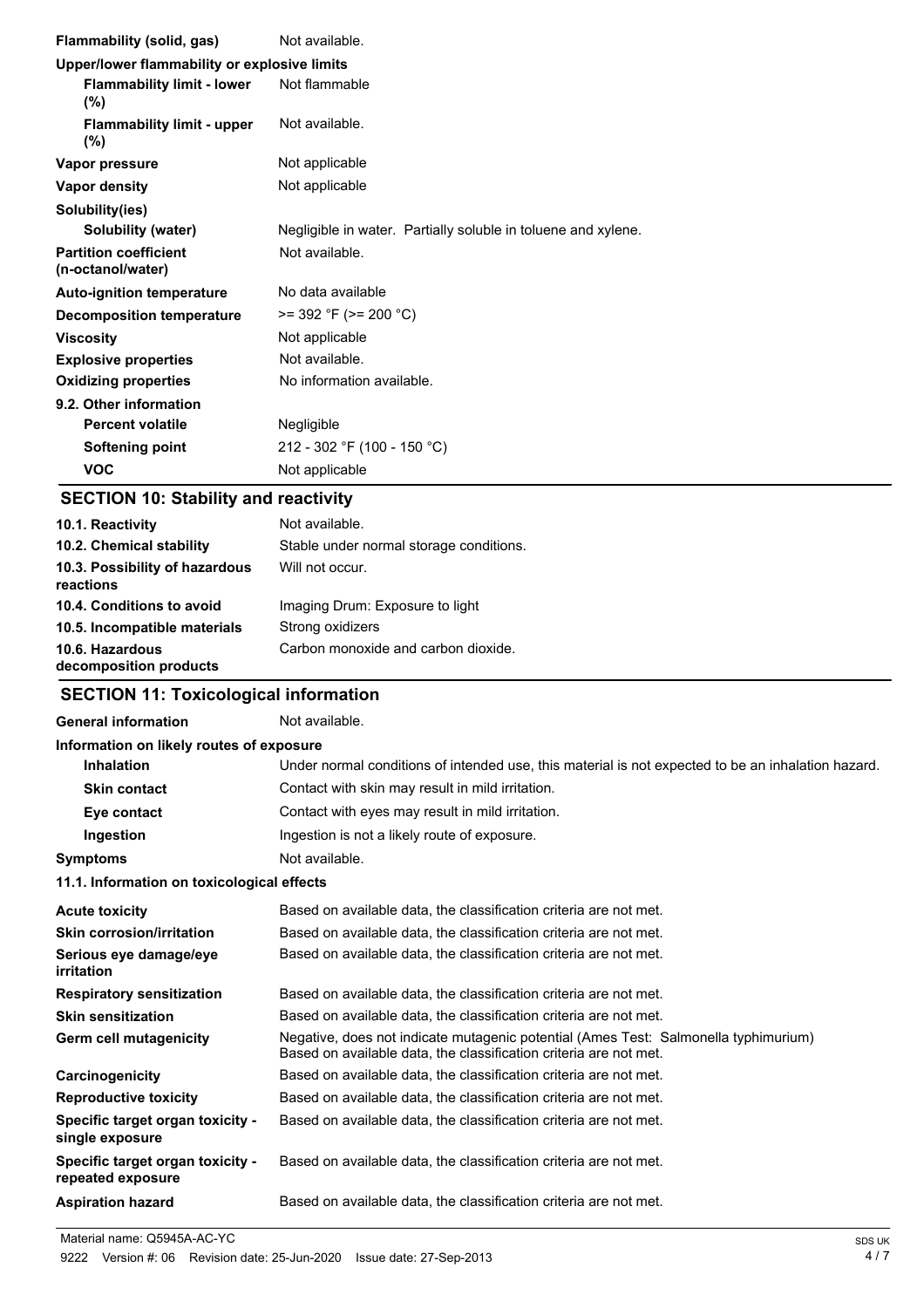| | |
|---|---|
| **Flammability (solid, gas)** | Not available. |
| **Upper/lower flammability or explosive limits** | |
| **Flammability limit - lower (%)** | Not flammable |
| **Flammability limit - upper (%)** | Not available. |
| **Vapor pressure** | Not applicable |
| **Vapor density** | Not applicable |
| **Solubility(ies)** | |
| **Solubility (water)** | Negligible in water. Partially soluble in toluene and xylene. |
| **Partition coefficient (n-octanol/water)** | Not available. |
| **Auto-ignition temperature** | No data available |
| **Decomposition temperature** | >= 392 °F (>= 200 °C) |
| **Viscosity** | Not applicable |
| **Explosive properties** | Not available. |
| **Oxidizing properties** | No information available. |
| **9.2. Other information** | |
| **Percent volatile** | Negligible |
| **Softening point** | 212 - 302 °F (100 - 150 °C) |
| **VOC** | Not applicable |

## SECTION 10: Stability and reactivity

| | |
|---|---|
| **10.1. Reactivity** | Not available. |
| **10.2. Chemical stability** | Stable under normal storage conditions. |
| **10.3. Possibility of hazardous reactions** | Will not occur. |
| **10.4. Conditions to avoid** | Imaging Drum: Exposure to light |
| **10.5. Incompatible materials** | Strong oxidizers |
| **10.6. Hazardous decomposition products** | Carbon monoxide and carbon dioxide. |

## SECTION 11: Toxicological information

| | |
|---|---|
| **General information** | Not available. |
| **Information on likely routes of exposure** | |
| **Inhalation** | Under normal conditions of intended use, this material is not expected to be an inhalation hazard. |
| **Skin contact** | Contact with skin may result in mild irritation. |
| **Eye contact** | Contact with eyes may result in mild irritation. |
| **Ingestion** | Ingestion is not a likely route of exposure. |
| **Symptoms** | Not available. |

**11.1. Information on toxicological effects**

| | |
|---|---|
| **Acute toxicity** | Based on available data, the classification criteria are not met. |
| **Skin corrosion/irritation** | Based on available data, the classification criteria are not met. |
| **Serious eye damage/eye irritation** | Based on available data, the classification criteria are not met. |
| **Respiratory sensitization** | Based on available data, the classification criteria are not met. |
| **Skin sensitization** | Based on available data, the classification criteria are not met. |
| **Germ cell mutagenicity** | Negative, does not indicate mutagenic potential (Ames Test: Salmonella typhimurium) Based on available data, the classification criteria are not met. |
| **Carcinogenicity** | Based on available data, the classification criteria are not met. |
| **Reproductive toxicity** | Based on available data, the classification criteria are not met. |
| **Specific target organ toxicity - single exposure** | Based on available data, the classification criteria are not met. |
| **Specific target organ toxicity - repeated exposure** | Based on available data, the classification criteria are not met. |
| **Aspiration hazard** | Based on available data, the classification criteria are not met. |

Material name: Q5945A-AC-YC

9222 Version #: 06 Revision date: 25-Jun-2020 Issue date: 27-Sep-2013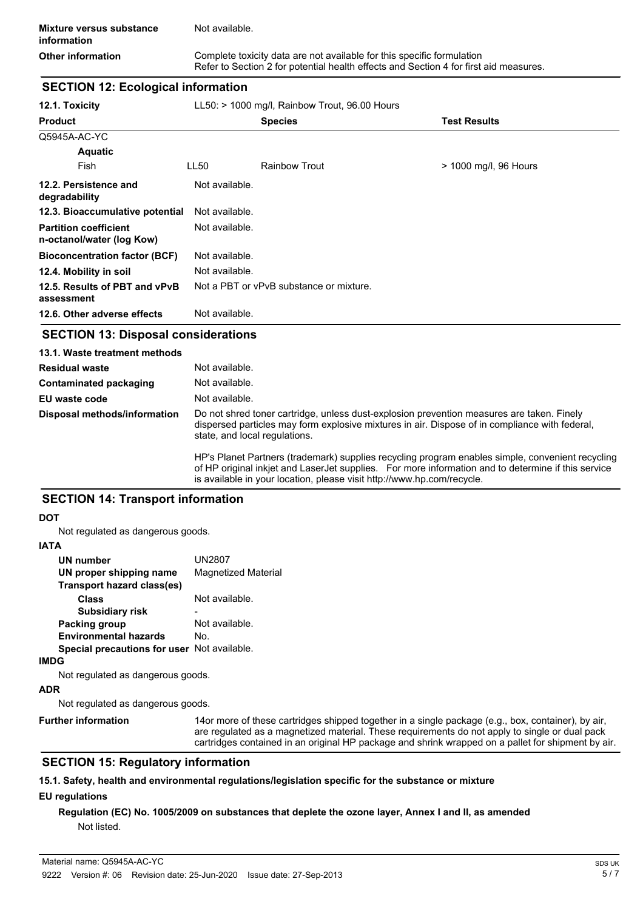| | |
|---|---|
| **Mixture versus substance information** | Not available. |
| **Other information** | Complete toxicity data are not available for this specific formulation<br>Refer to Section 2 for potential health effects and Section 4 for first aid measures. |

## SECTION 12: Ecological information

**12.1. Toxicity** LL50: > 1000 mg/l, Rainbow Trout, 96.00 Hours

| Product | | Species | Test Results |
|---|---|---|---|
| Q5945A-AC-YC | | | |
| **Aquatic** | | | |
| Fish | LL50 | Rainbow Trout | > 1000 mg/l, 96 Hours |

| | |
|---|---|
| **12.2. Persistence and degradability** | Not available. |
| **12.3. Bioaccumulative potential** | Not available. |
| **Partition coefficient n-octanol/water (log Kow)** | Not available. |
| **Bioconcentration factor (BCF)** | Not available. |
| **12.4. Mobility in soil** | Not available. |
| **12.5. Results of PBT and vPvB assessment** | Not a PBT or vPvB substance or mixture. |
| **12.6. Other adverse effects** | Not available. |

## SECTION 13: Disposal considerations

**13.1. Waste treatment methods**

| | |
|---|---|
| **Residual waste** | Not available. |
| **Contaminated packaging** | Not available. |
| **EU waste code** | Not available. |
| **Disposal methods/information** | Do not shred toner cartridge, unless dust-explosion prevention measures are taken. Finely dispersed particles may form explosive mixtures in air. Dispose of in compliance with federal, state, and local regulations.<br><br>HP's Planet Partners (trademark) supplies recycling program enables simple, convenient recycling of HP original inkjet and LaserJet supplies. For more information and to determine if this service is available in your location, please visit http://www.hp.com/recycle. |

## SECTION 14: Transport information

**DOT**

Not regulated as dangerous goods.

**IATA**

| | |
|---|---|
| **UN number** | UN2807 |
| **UN proper shipping name** | Magnetized Material |
| **Transport hazard class(es)** | |
| **Class** | Not available. |
| **Subsidiary risk** | - |
| **Packing group** | Not available. |
| **Environmental hazards** | No. |
| **Special precautions for user** | Not available. |

**IMDG**

Not regulated as dangerous goods.

**ADR**

Not regulated as dangerous goods.

**Further information** 14or more of these cartridges shipped together in a single package (e.g., box, container), by air, are regulated as a magnetized material. These requirements do not apply to single or dual pack cartridges contained in an original HP package and shrink wrapped on a pallet for shipment by air.

## SECTION 15: Regulatory information

**15.1. Safety, health and environmental regulations/legislation specific for the substance or mixture**

**EU regulations**

**Regulation (EC) No. 1005/2009 on substances that deplete the ozone layer, Annex I and II, as amended**

Not listed.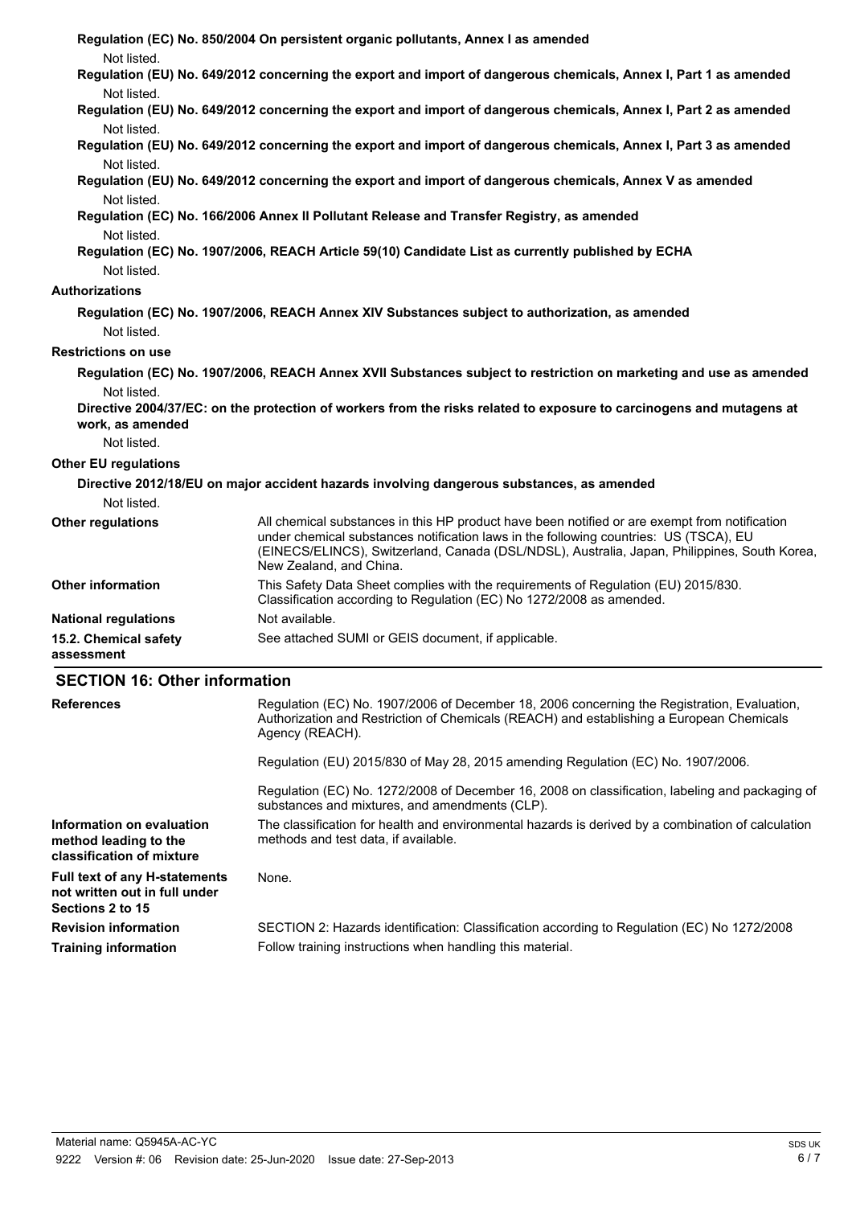**Regulation (EC) No. 850/2004 On persistent organic pollutants, Annex I as amended**

Not listed.

**Regulation (EU) No. 649/2012 concerning the export and import of dangerous chemicals, Annex I, Part 1 as amended**

Not listed.

**Regulation (EU) No. 649/2012 concerning the export and import of dangerous chemicals, Annex I, Part 2 as amended**

Not listed.

**Regulation (EU) No. 649/2012 concerning the export and import of dangerous chemicals, Annex I, Part 3 as amended**

Not listed.

**Regulation (EU) No. 649/2012 concerning the export and import of dangerous chemicals, Annex V as amended**

Not listed.

**Regulation (EC) No. 166/2006 Annex II Pollutant Release and Transfer Registry, as amended**

Not listed.

**Regulation (EC) No. 1907/2006, REACH Article 59(10) Candidate List as currently published by ECHA**

Not listed.

**Authorizations**

**Regulation (EC) No. 1907/2006, REACH Annex XIV Substances subject to authorization, as amended**

Not listed.

**Restrictions on use**

**Regulation (EC) No. 1907/2006, REACH Annex XVII Substances subject to restriction on marketing and use as amended**

Not listed.

**Directive 2004/37/EC: on the protection of workers from the risks related to exposure to carcinogens and mutagens at work, as amended**

Not listed.

**Other EU regulations**

**Directive 2012/18/EU on major accident hazards involving dangerous substances, as amended**

Not listed.

**Other regulations** — All chemical substances in this HP product have been notified or are exempt from notification under chemical substances notification laws in the following countries: US (TSCA), EU (EINECS/ELINCS), Switzerland, Canada (DSL/NDSL), Australia, Japan, Philippines, South Korea, New Zealand, and China.

**Other information** — This Safety Data Sheet complies with the requirements of Regulation (EU) 2015/830. Classification according to Regulation (EC) No 1272/2008 as amended.

**National regulations** — Not available.

**15.2. Chemical safety assessment** — See attached SUMI or GEIS document, if applicable.

## SECTION 16: Other information

**References** — Regulation (EC) No. 1907/2006 of December 18, 2006 concerning the Registration, Evaluation, Authorization and Restriction of Chemicals (REACH) and establishing a European Chemicals Agency (REACH).

Regulation (EU) 2015/830 of May 28, 2015 amending Regulation (EC) No. 1907/2006.

Regulation (EC) No. 1272/2008 of December 16, 2008 on classification, labeling and packaging of substances and mixtures, and amendments (CLP).

**Information on evaluation method leading to the classification of mixture** — The classification for health and environmental hazards is derived by a combination of calculation methods and test data, if available.

**Full text of any H-statements not written out in full under Sections 2 to 15** — None.

**Revision information** — SECTION 2: Hazards identification: Classification according to Regulation (EC) No 1272/2008

**Training information** — Follow training instructions when handling this material.

Material name: Q5945A-AC-YC

9222 Version #: 06 Revision date: 25-Jun-2020 Issue date: 27-Sep-2013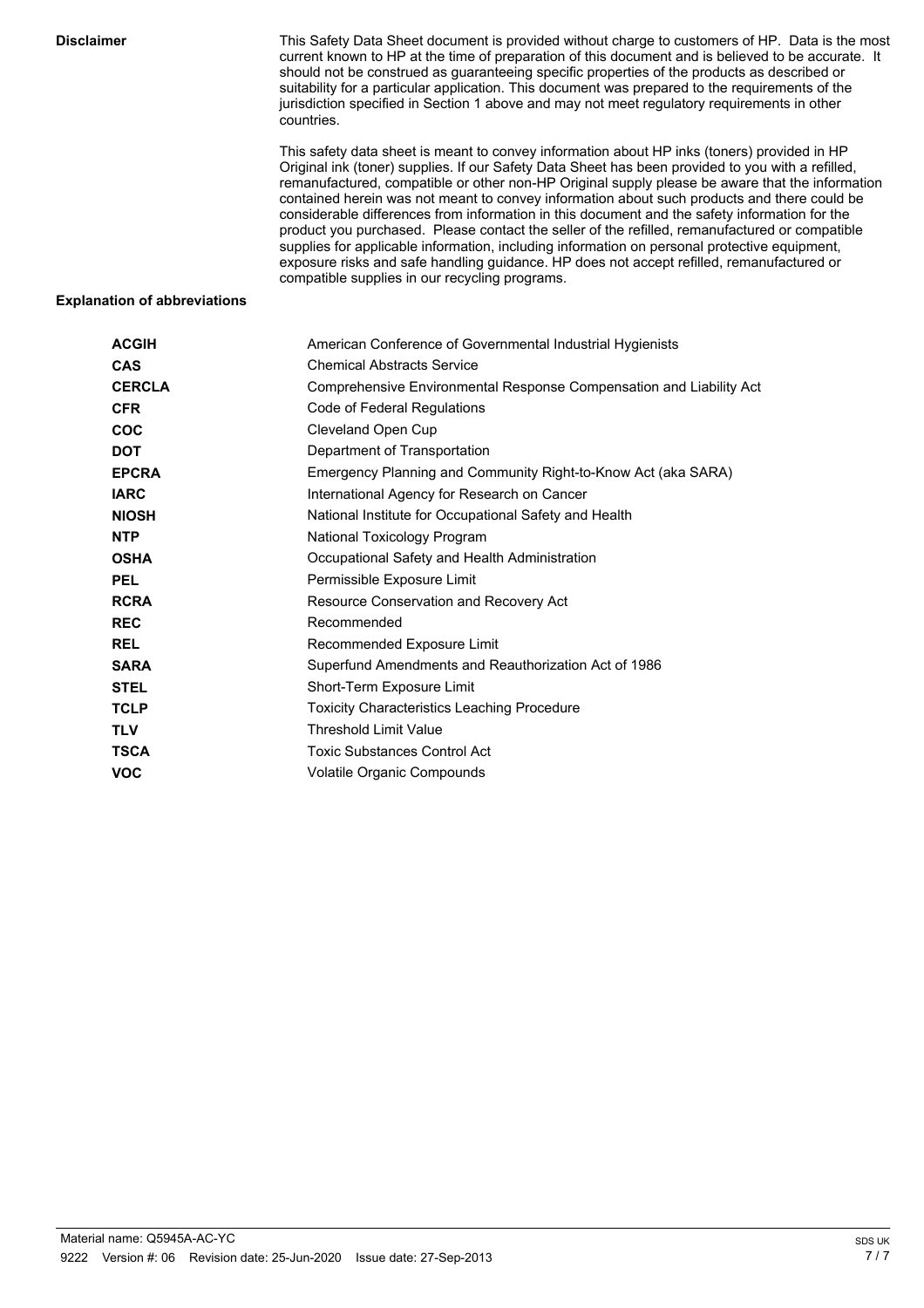**Disclaimer**

This Safety Data Sheet document is provided without charge to customers of HP. Data is the most current known to HP at the time of preparation of this document and is believed to be accurate. It should not be construed as guaranteeing specific properties of the products as described or suitability for a particular application. This document was prepared to the requirements of the jurisdiction specified in Section 1 above and may not meet regulatory requirements in other countries.

This safety data sheet is meant to convey information about HP inks (toners) provided in HP Original ink (toner) supplies. If our Safety Data Sheet has been provided to you with a refilled, remanufactured, compatible or other non-HP Original supply please be aware that the information contained herein was not meant to convey information about such products and there could be considerable differences from information in this document and the safety information for the product you purchased. Please contact the seller of the refilled, remanufactured or compatible supplies for applicable information, including information on personal protective equipment, exposure risks and safe handling guidance. HP does not accept refilled, remanufactured or compatible supplies in our recycling programs.

**Explanation of abbreviations**

| | |
|---|---|
| **ACGIH** | American Conference of Governmental Industrial Hygienists |
| **CAS** | Chemical Abstracts Service |
| **CERCLA** | Comprehensive Environmental Response Compensation and Liability Act |
| **CFR** | Code of Federal Regulations |
| **COC** | Cleveland Open Cup |
| **DOT** | Department of Transportation |
| **EPCRA** | Emergency Planning and Community Right-to-Know Act (aka SARA) |
| **IARC** | International Agency for Research on Cancer |
| **NIOSH** | National Institute for Occupational Safety and Health |
| **NTP** | National Toxicology Program |
| **OSHA** | Occupational Safety and Health Administration |
| **PEL** | Permissible Exposure Limit |
| **RCRA** | Resource Conservation and Recovery Act |
| **REC** | Recommended |
| **REL** | Recommended Exposure Limit |
| **SARA** | Superfund Amendments and Reauthorization Act of 1986 |
| **STEL** | Short-Term Exposure Limit |
| **TCLP** | Toxicity Characteristics Leaching Procedure |
| **TLV** | Threshold Limit Value |
| **TSCA** | Toxic Substances Control Act |
| **VOC** | Volatile Organic Compounds |